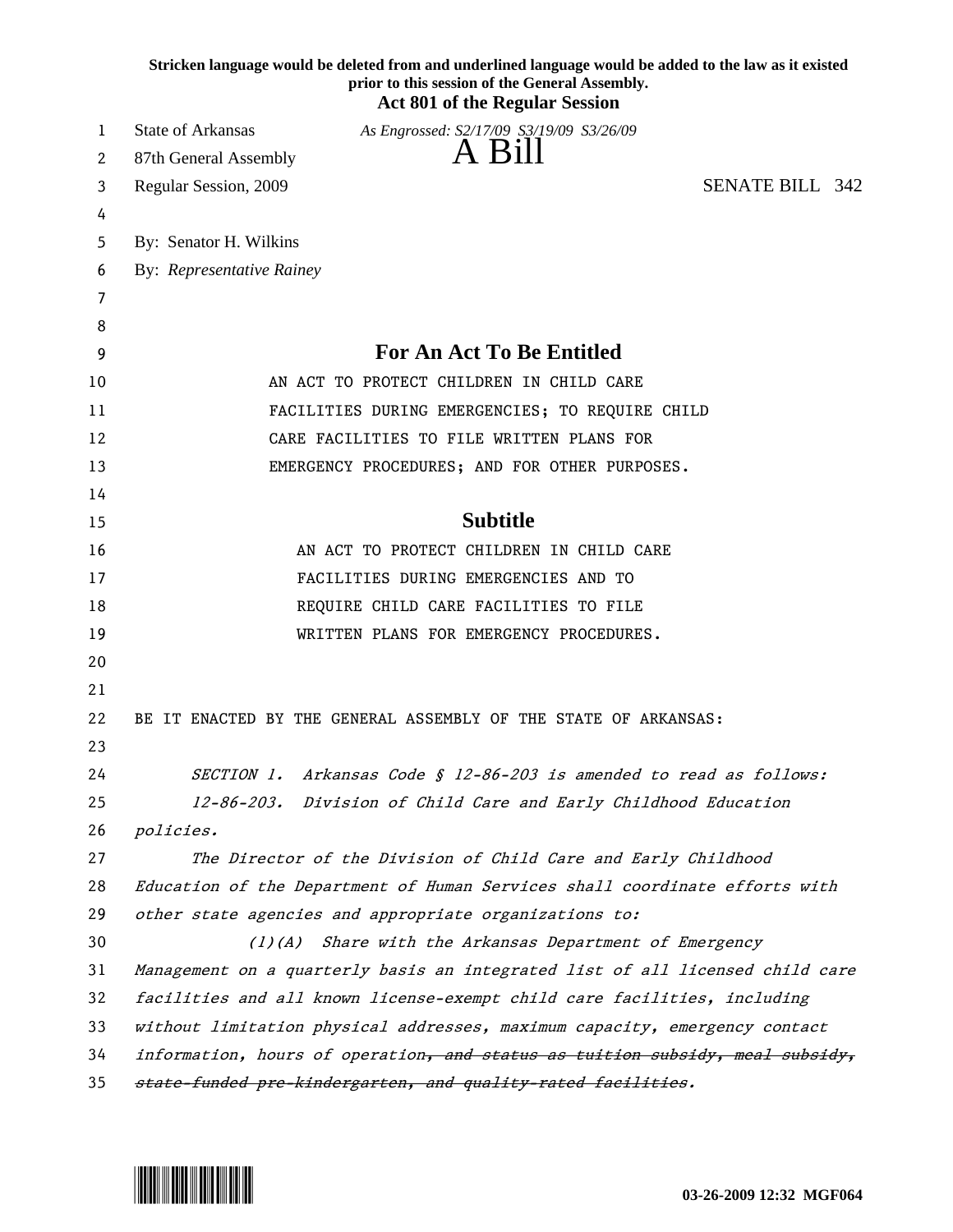Stricken language would be deleted from and underlined language would be added to the law as it existed prior to this session of the General Assembly.

**Act 801 of the Regular Session**

State of Arkansas
87th General Assembly
Regular Session, 2009

*As Engrossed: S2/17/09 S3/19/09 S3/26/09*

# A Bill

SENATE BILL 342

By: Senator H. Wilkins

By: *Representative Rainey*

## For An Act To Be Entitled

AN ACT TO PROTECT CHILDREN IN CHILD CARE FACILITIES DURING EMERGENCIES; TO REQUIRE CHILD CARE FACILITIES TO FILE WRITTEN PLANS FOR EMERGENCY PROCEDURES; AND FOR OTHER PURPOSES.

## Subtitle

AN ACT TO PROTECT CHILDREN IN CHILD CARE FACILITIES DURING EMERGENCIES AND TO REQUIRE CHILD CARE FACILITIES TO FILE WRITTEN PLANS FOR EMERGENCY PROCEDURES.

BE IT ENACTED BY THE GENERAL ASSEMBLY OF THE STATE OF ARKANSAS:

*SECTION 1. Arkansas Code § 12-86-203 is amended to read as follows:*

*12-86-203. Division of Child Care and Early Childhood Education policies.*

*The Director of the Division of Child Care and Early Childhood Education of the Department of Human Services shall coordinate efforts with other state agencies and appropriate organizations to:*

*(1)(A) Share with the Arkansas Department of Emergency Management on a quarterly basis an integrated list of all licensed child care facilities and all known license-exempt child care facilities, including without limitation physical addresses, maximum capacity, emergency contact information, hours of operation~~, and status as tuition subsidy, meal subsidy, state-funded pre-kindergarten, and quality-rated facilities.~~*

03-26-2009 12:32 MGF064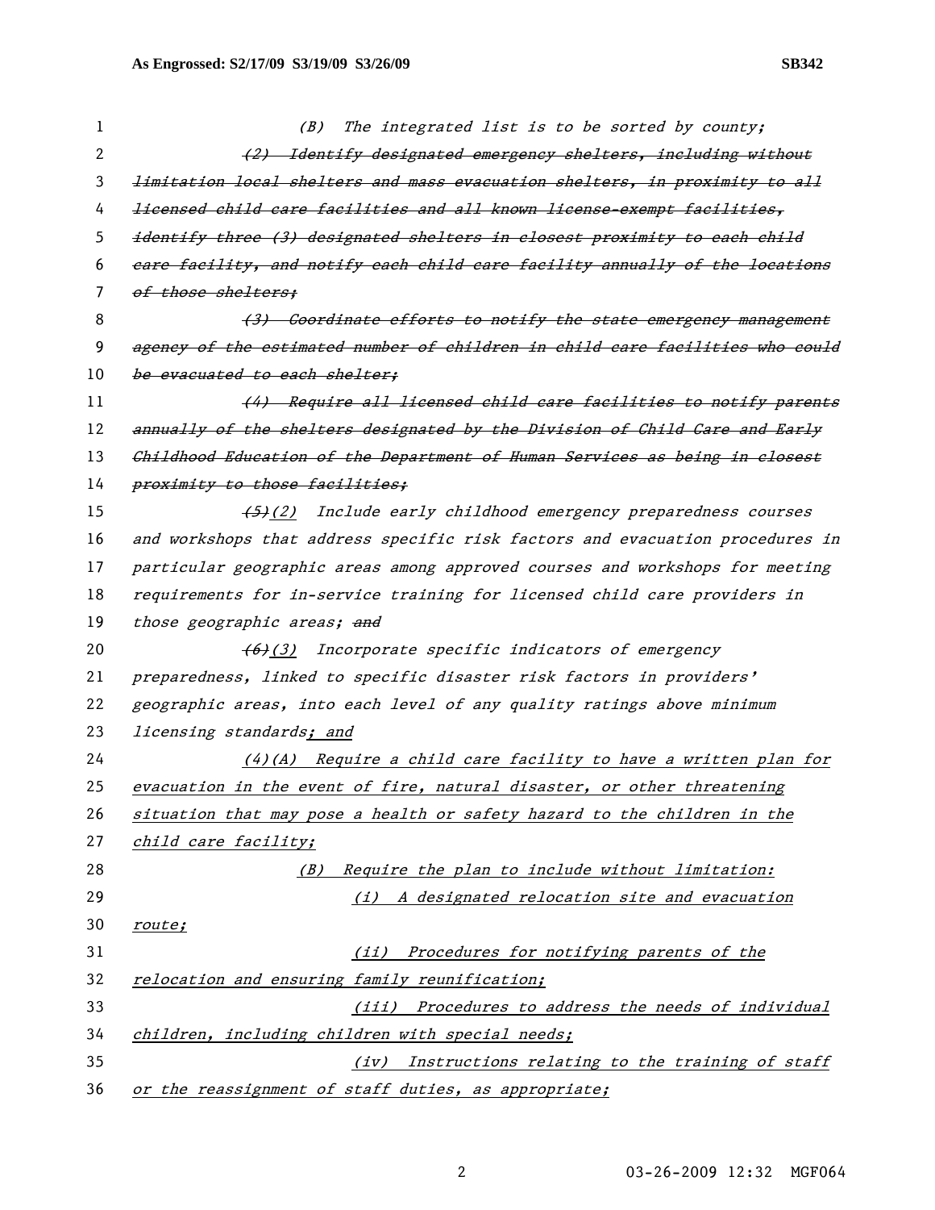(B) The integrated list is to be sorted by county;

~~(2) Identify designated emergency shelters, including without limitation local shelters and mass evacuation shelters, in proximity to all licensed child care facilities and all known license-exempt facilities, identify three (3) designated shelters in closest proximity to each child care facility, and notify each child care facility annually of the locations of those shelters;~~

~~(3) Coordinate efforts to notify the state emergency management agency of the estimated number of children in child care facilities who could be evacuated to each shelter;~~

~~(4) Require all licensed child care facilities to notify parents annually of the shelters designated by the Division of Child Care and Early Childhood Education of the Department of Human Services as being in closest proximity to those facilities;~~

~~(5)~~(2) Include early childhood emergency preparedness courses and workshops that address specific risk factors and evacuation procedures in particular geographic areas among approved courses and workshops for meeting requirements for in-service training for licensed child care providers in those geographic areas; ~~and~~

~~(6)~~(3) Incorporate specific indicators of emergency preparedness, linked to specific disaster risk factors in providers' geographic areas, into each level of any quality ratings above minimum licensing standards<u>; and</u>

<u>(4)(A) Require a child care facility to have a written plan for evacuation in the event of fire, natural disaster, or other threatening situation that may pose a health or safety hazard to the children in the child care facility;</u>

<u>(B) Require the plan to include without limitation:</u>

<u>(i) A designated relocation site and evacuation route;</u>

<u>(ii) Procedures for notifying parents of the relocation and ensuring family reunification;</u>

<u>(iii) Procedures to address the needs of individual children, including children with special needs;</u>

<u>(iv) Instructions relating to the training of staff or the reassignment of staff duties, as appropriate;</u>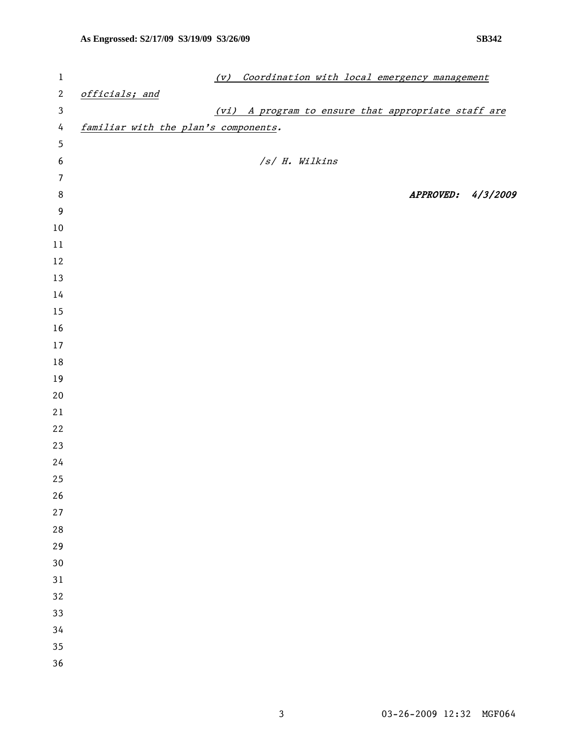*(v) Coordination with local emergency management officials; and*

*(vi) A program to ensure that appropriate staff are familiar with the plan's components.*

*/s/ H. Wilkins*

***APPROVED: 4/3/2009***